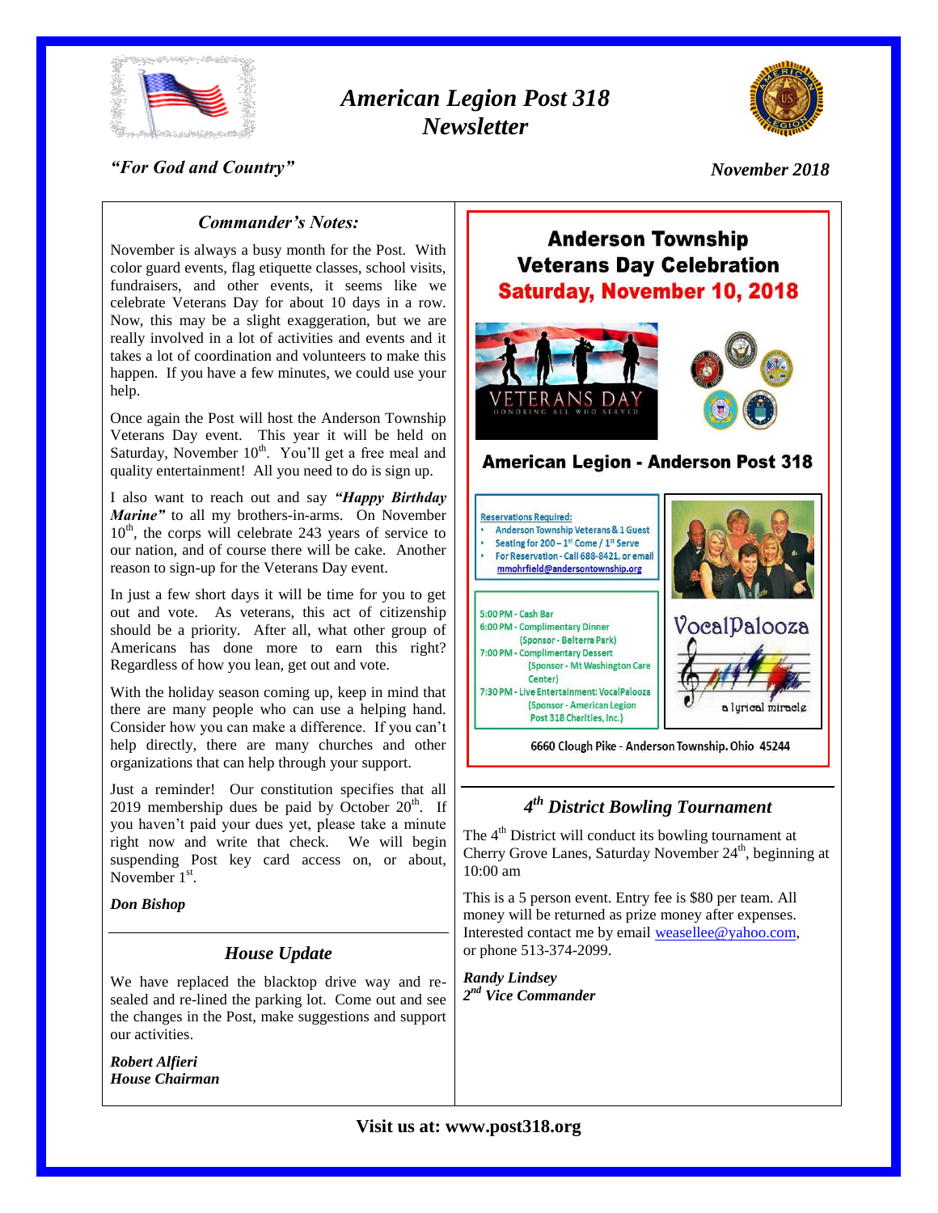# American Legion Post 318 Newsletter

*"For God and Country"*

*November 2018*

## *Commander's Notes:*

November is always a busy month for the Post. With color guard events, flag etiquette classes, school visits, fundraisers, and other events, it seems like we celebrate Veterans Day for about 10 days in a row. Now, this may be a slight exaggeration, but we are really involved in a lot of activities and events and it takes a lot of coordination and volunteers to make this happen. If you have a few minutes, we could use your help.

Once again the Post will host the Anderson Township Veterans Day event. This year it will be held on Saturday, November 10th. You'll get a free meal and quality entertainment! All you need to do is sign up.

I also want to reach out and say ***"Happy Birthday Marine"*** to all my brothers-in-arms. On November 10th, the corps will celebrate 243 years of service to our nation, and of course there will be cake. Another reason to sign-up for the Veterans Day event.

In just a few short days it will be time for you to get out and vote. As veterans, this act of citizenship should be a priority. After all, what other group of Americans has done more to earn this right? Regardless of how you lean, get out and vote.

With the holiday season coming up, keep in mind that there are many people who can use a helping hand. Consider how you can make a difference. If you can't help directly, there are many churches and other organizations that can help through your support.

Just a reminder! Our constitution specifies that all 2019 membership dues be paid by October 20th. If you haven't paid your dues yet, please take a minute right now and write that check. We will begin suspending Post key card access on, or about, November 1st.

***Don Bishop***

## *House Update*

We have replaced the blacktop drive way and re-sealed and re-lined the parking lot. Come out and see the changes in the Post, make suggestions and support our activities.

***Robert Alfieri***
***House Chairman***

## Anderson Township Veterans Day Celebration
## Saturday, November 10, 2018

VETERANS DAY
HONORING ALL WHO SERVED

### American Legion - Anderson Post 318

Reservations Required:
- Anderson Township Veterans & 1 Guest
- Seating for 200 – 1st Come / 1st Serve
- For Reservation - Call 688-8421, or email mmohrfield@andersontownship.org

5:00 PM - Cash Bar
6:00 PM - Complimentary Dinner (Sponsor - Belterra Park)
7:00 PM - Complimentary Dessert (Sponsor - Mt Washington Care Center)
7:30 PM - Live Entertainment: VocalPalooza (Sponsor - American Legion Post 318 Charities, Inc.)

VocalPalooza
a lyrical miracle

6660 Clough Pike - Anderson Township. Ohio 45244

## *4th District Bowling Tournament*

The 4th District will conduct its bowling tournament at Cherry Grove Lanes, Saturday November 24th, beginning at 10:00 am

This is a 5 person event. Entry fee is $80 per team. All money will be returned as prize money after expenses. Interested contact me by email weasellee@yahoo.com, or phone 513-374-2099.

***Randy Lindsey***
***2nd Vice Commander***

**Visit us at: www.post318.org**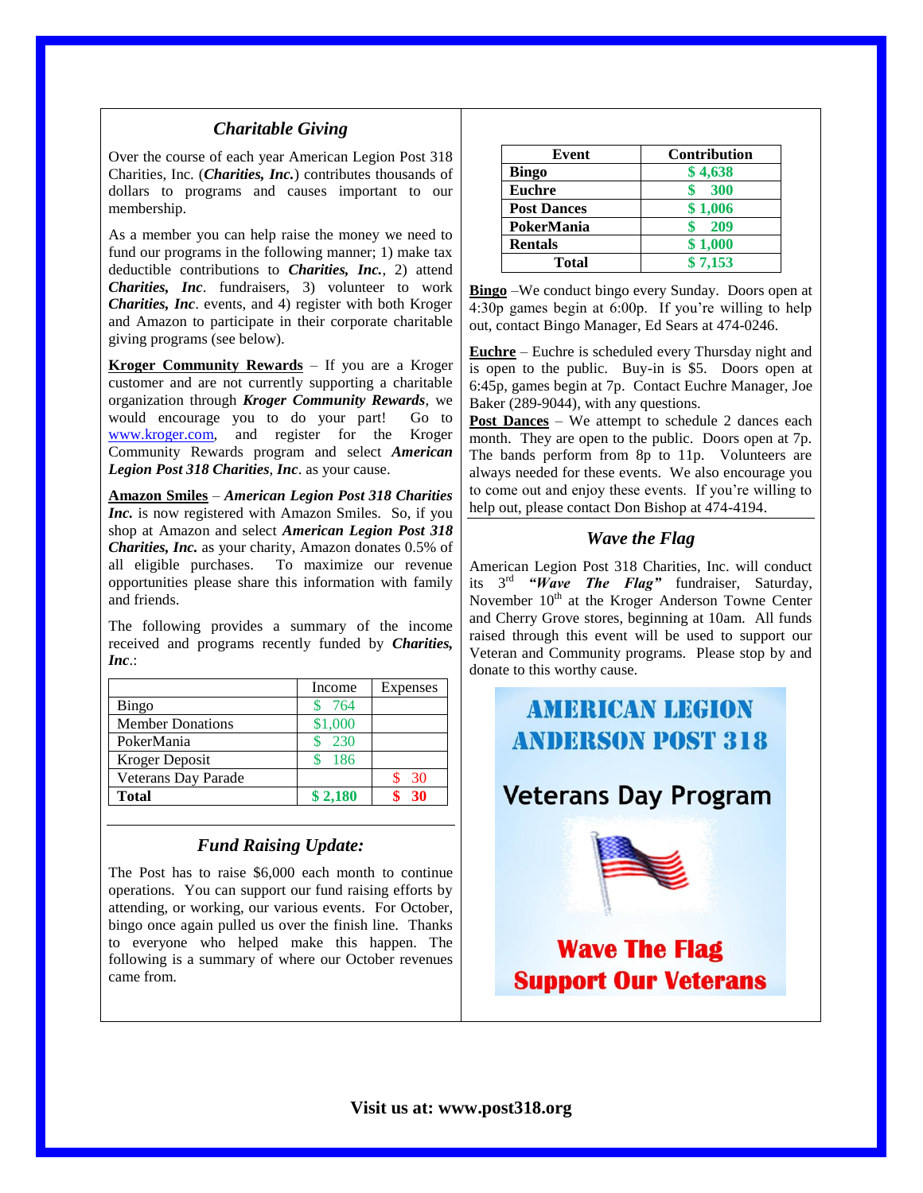## *Charitable Giving*

Over the course of each year American Legion Post 318 Charities, Inc. (***Charities, Inc.***) contributes thousands of dollars to programs and causes important to our membership.

As a member you can help raise the money we need to fund our programs in the following manner; 1) make tax deductible contributions to ***Charities, Inc.***, 2) attend ***Charities, Inc***. fundraisers, 3) volunteer to work ***Charities, Inc***. events, and 4) register with both Kroger and Amazon to participate in their corporate charitable giving programs (see below).

**Kroger Community Rewards** – If you are a Kroger customer and are not currently supporting a charitable organization through ***Kroger Community Rewards***, we would encourage you to do your part! Go to www.kroger.com, and register for the Kroger Community Rewards program and select ***American Legion Post 318 Charities***, ***Inc***. as your cause.

**Amazon Smiles** – ***American Legion Post 318 Charities Inc.*** is now registered with Amazon Smiles. So, if you shop at Amazon and select ***American Legion Post 318 Charities, Inc.*** as your charity, Amazon donates 0.5% of all eligible purchases. To maximize our revenue opportunities please share this information with family and friends.

The following provides a summary of the income received and programs recently funded by ***Charities, Inc***.:

| | Income | Expenses |
|---|---|---|
| Bingo | $ 764 | |
| Member Donations | $1,000 | |
| PokerMania | $ 230 | |
| Kroger Deposit | $ 186 | |
| Veterans Day Parade | | $ 30 |
| **Total** | **$ 2,180** | **$ 30** |

## *Fund Raising Update:*

The Post has to raise $6,000 each month to continue operations. You can support our fund raising efforts by attending, or working, our various events. For October, bingo once again pulled us over the finish line. Thanks to everyone who helped make this happen. The following is a summary of where our October revenues came from.

| Event | Contribution |
|---|---|
| **Bingo** | **$ 4,638** |
| **Euchre** | **$ 300** |
| **Post Dances** | **$ 1,006** |
| **PokerMania** | **$ 209** |
| **Rentals** | **$ 1,000** |
| **Total** | **$ 7,153** |

**Bingo** –We conduct bingo every Sunday. Doors open at 4:30p games begin at 6:00p. If you're willing to help out, contact Bingo Manager, Ed Sears at 474-0246.

**Euchre** – Euchre is scheduled every Thursday night and is open to the public. Buy-in is $5. Doors open at 6:45p, games begin at 7p. Contact Euchre Manager, Joe Baker (289-9044), with any questions.

**Post Dances** – We attempt to schedule 2 dances each month. They are open to the public. Doors open at 7p. The bands perform from 8p to 11p. Volunteers are always needed for these events. We also encourage you to come out and enjoy these events. If you're willing to help out, please contact Don Bishop at 474-4194.

## *Wave the Flag*

American Legion Post 318 Charities, Inc. will conduct its 3rd ***"Wave The Flag"*** fundraiser, Saturday, November 10th at the Kroger Anderson Towne Center and Cherry Grove stores, beginning at 10am. All funds raised through this event will be used to support our Veteran and Community programs. Please stop by and donate to this worthy cause.

**AMERICAN LEGION ANDERSON POST 318**

**Veterans Day Program**

**Wave The Flag**
**Support Our Veterans**

**Visit us at: www.post318.org**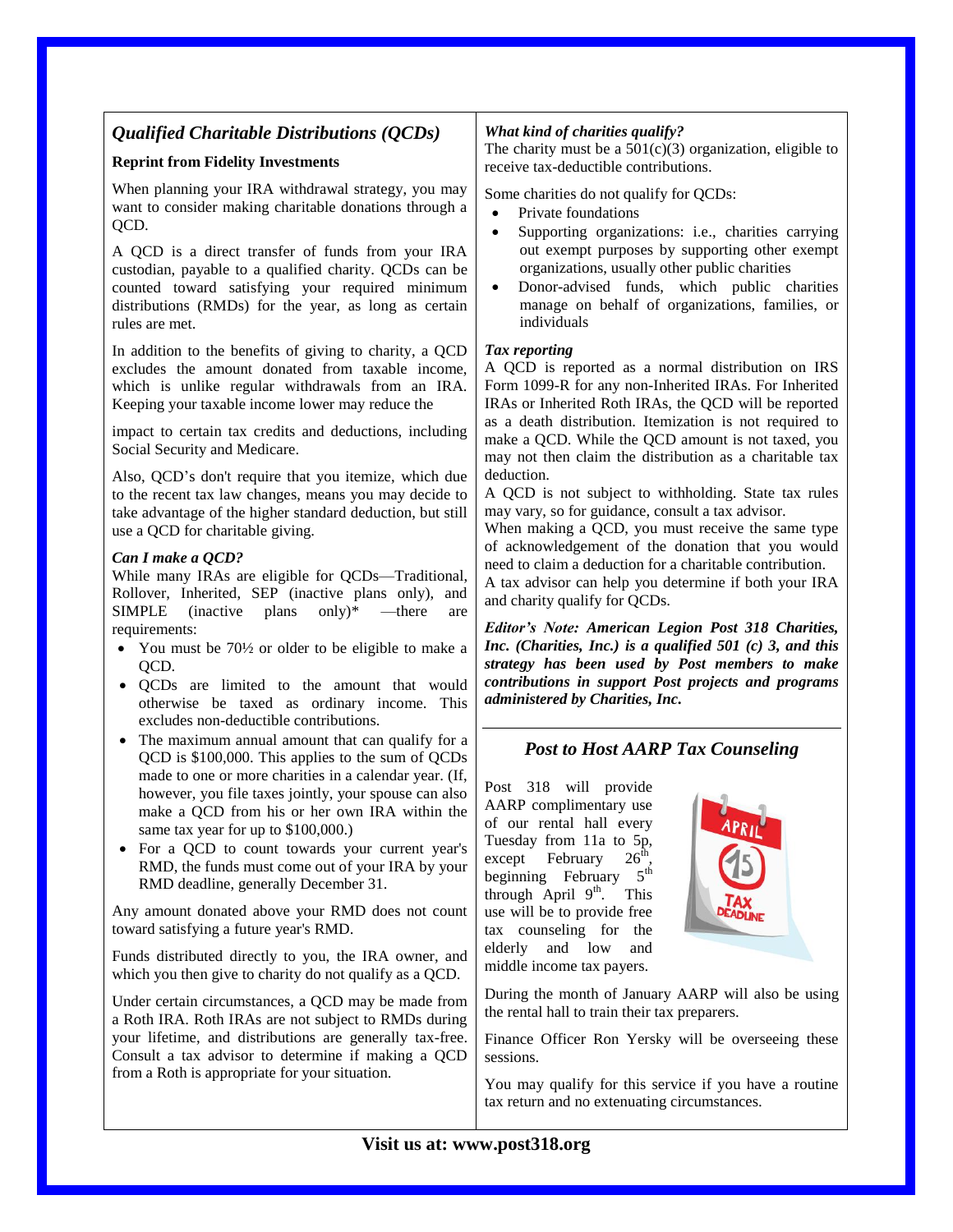## *Qualified Charitable Distributions (QCDs)*

**Reprint from Fidelity Investments**

When planning your IRA withdrawal strategy, you may want to consider making charitable donations through a QCD.

A QCD is a direct transfer of funds from your IRA custodian, payable to a qualified charity. QCDs can be counted toward satisfying your required minimum distributions (RMDs) for the year, as long as certain rules are met.

In addition to the benefits of giving to charity, a QCD excludes the amount donated from taxable income, which is unlike regular withdrawals from an IRA. Keeping your taxable income lower may reduce the impact to certain tax credits and deductions, including Social Security and Medicare.

Also, QCD's don't require that you itemize, which due to the recent tax law changes, means you may decide to take advantage of the higher standard deduction, but still use a QCD for charitable giving.

***Can I make a QCD?***

While many IRAs are eligible for QCDs—Traditional, Rollover, Inherited, SEP (inactive plans only), and SIMPLE (inactive plans only)* —there are requirements:

- You must be 70½ or older to be eligible to make a QCD.
- QCDs are limited to the amount that would otherwise be taxed as ordinary income. This excludes non-deductible contributions.
- The maximum annual amount that can qualify for a QCD is $100,000. This applies to the sum of QCDs made to one or more charities in a calendar year. (If, however, you file taxes jointly, your spouse can also make a QCD from his or her own IRA within the same tax year for up to $100,000.)
- For a QCD to count towards your current year's RMD, the funds must come out of your IRA by your RMD deadline, generally December 31.

Any amount donated above your RMD does not count toward satisfying a future year's RMD.

Funds distributed directly to you, the IRA owner, and which you then give to charity do not qualify as a QCD.

Under certain circumstances, a QCD may be made from a Roth IRA. Roth IRAs are not subject to RMDs during your lifetime, and distributions are generally tax-free. Consult a tax advisor to determine if making a QCD from a Roth is appropriate for your situation.

***What kind of charities qualify?***

The charity must be a 501(c)(3) organization, eligible to receive tax-deductible contributions.

Some charities do not qualify for QCDs:

- Private foundations
- Supporting organizations: i.e., charities carrying out exempt purposes by supporting other exempt organizations, usually other public charities
- Donor-advised funds, which public charities manage on behalf of organizations, families, or individuals

***Tax reporting***

A QCD is reported as a normal distribution on IRS Form 1099-R for any non-Inherited IRAs. For Inherited IRAs or Inherited Roth IRAs, the QCD will be reported as a death distribution. Itemization is not required to make a QCD. While the QCD amount is not taxed, you may not then claim the distribution as a charitable tax deduction.

A QCD is not subject to withholding. State tax rules may vary, so for guidance, consult a tax advisor.

When making a QCD, you must receive the same type of acknowledgement of the donation that you would need to claim a deduction for a charitable contribution.

A tax advisor can help you determine if both your IRA and charity qualify for QCDs.

***Editor's Note: American Legion Post 318 Charities, Inc. (Charities, Inc.) is a qualified 501 (c) 3, and this strategy has been used by Post members to make contributions in support Post projects and programs administered by Charities, Inc.***

## *Post to Host AARP Tax Counseling*

Post 318 will provide AARP complimentary use of our rental hall every Tuesday from 11a to 5p, except February 26th, beginning February 5th through April 9th. This use will be to provide free tax counseling for the elderly and low and middle income tax payers.

During the month of January AARP will also be using the rental hall to train their tax preparers.

Finance Officer Ron Yersky will be overseeing these sessions.

You may qualify for this service if you have a routine tax return and no extenuating circumstances.

**Visit us at: www.post318.org**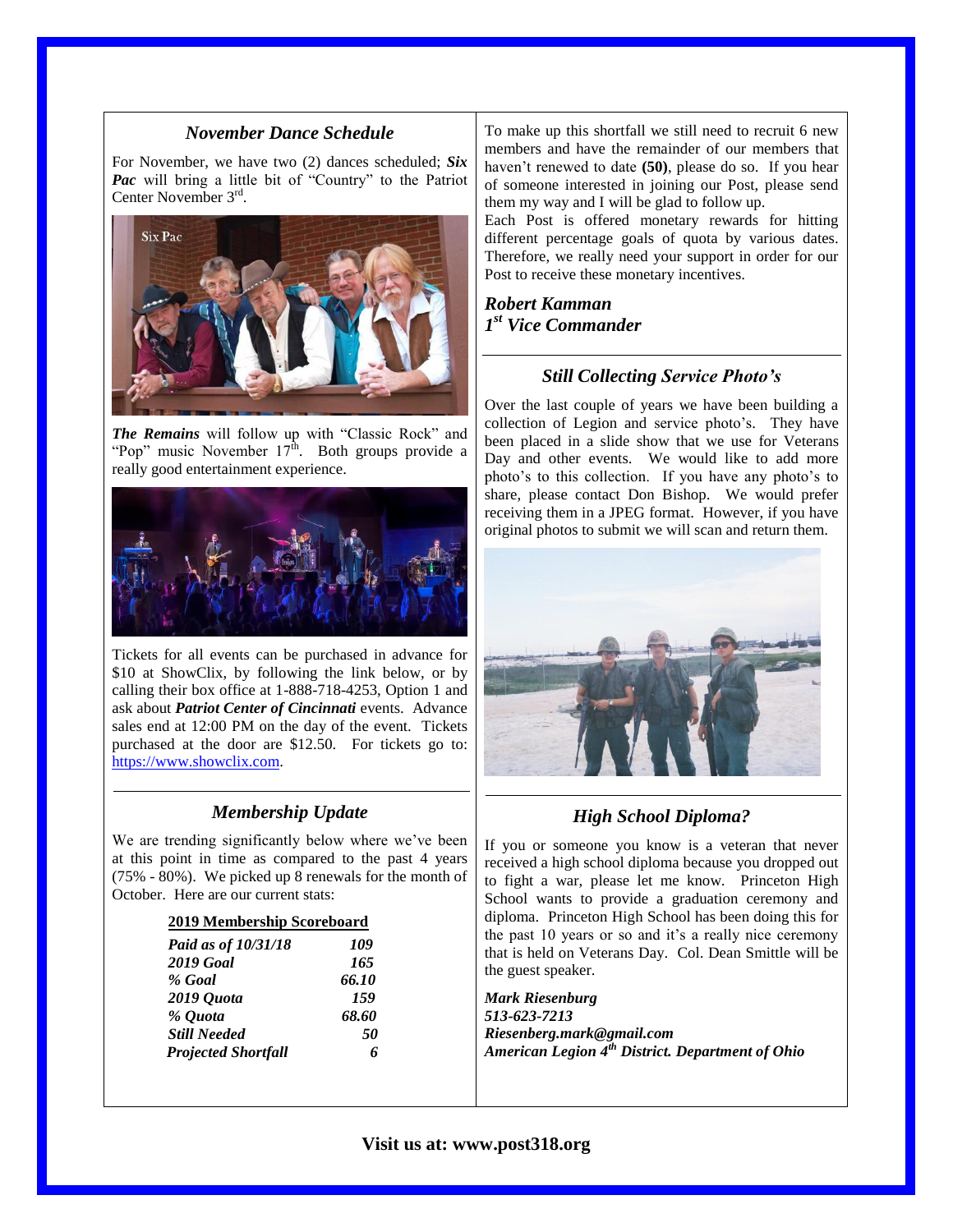### *November Dance Schedule*

For November, we have two (2) dances scheduled; ***Six Pac*** will bring a little bit of "Country" to the Patriot Center November 3rd.

***The Remains*** will follow up with "Classic Rock" and "Pop" music November 17th. Both groups provide a really good entertainment experience.

Tickets for all events can be purchased in advance for $10 at ShowClix, by following the link below, or by calling their box office at 1-888-718-4253, Option 1 and ask about ***Patriot Center of Cincinnati*** events. Advance sales end at 12:00 PM on the day of the event. Tickets purchased at the door are $12.50. For tickets go to: https://www.showclix.com.

### *Membership Update*

We are trending significantly below where we've been at this point in time as compared to the past 4 years (75% - 80%). We picked up 8 renewals for the month of October. Here are our current stats:

**2019 Membership Scoreboard**

| | |
|---|---|
| ***Paid as of 10/31/18*** | ***109*** |
| ***2019 Goal*** | ***165*** |
| ***% Goal*** | ***66.10*** |
| ***2019 Quota*** | ***159*** |
| ***% Quota*** | ***68.60*** |
| ***Still Needed*** | ***50*** |
| ***Projected Shortfall*** | ***6*** |

To make up this shortfall we still need to recruit 6 new members and have the remainder of our members that haven't renewed to date **(50)**, please do so. If you hear of someone interested in joining our Post, please send them my way and I will be glad to follow up.

Each Post is offered monetary rewards for hitting different percentage goals of quota by various dates. Therefore, we really need your support in order for our Post to receive these monetary incentives.

***Robert Kamman***
***1st Vice Commander***

### *Still Collecting Service Photo's*

Over the last couple of years we have been building a collection of Legion and service photo's. They have been placed in a slide show that we use for Veterans Day and other events. We would like to add more photo's to this collection. If you have any photo's to share, please contact Don Bishop. We would prefer receiving them in a JPEG format. However, if you have original photos to submit we will scan and return them.

### *High School Diploma?*

If you or someone you know is a veteran that never received a high school diploma because you dropped out to fight a war, please let me know. Princeton High School wants to provide a graduation ceremony and diploma. Princeton High School has been doing this for the past 10 years or so and it's a really nice ceremony that is held on Veterans Day. Col. Dean Smittle will be the guest speaker.

***Mark Riesenburg***
***513-623-7213***
***Riesenberg.mark@gmail.com***
***American Legion 4th District. Department of Ohio***

**Visit us at: www.post318.org**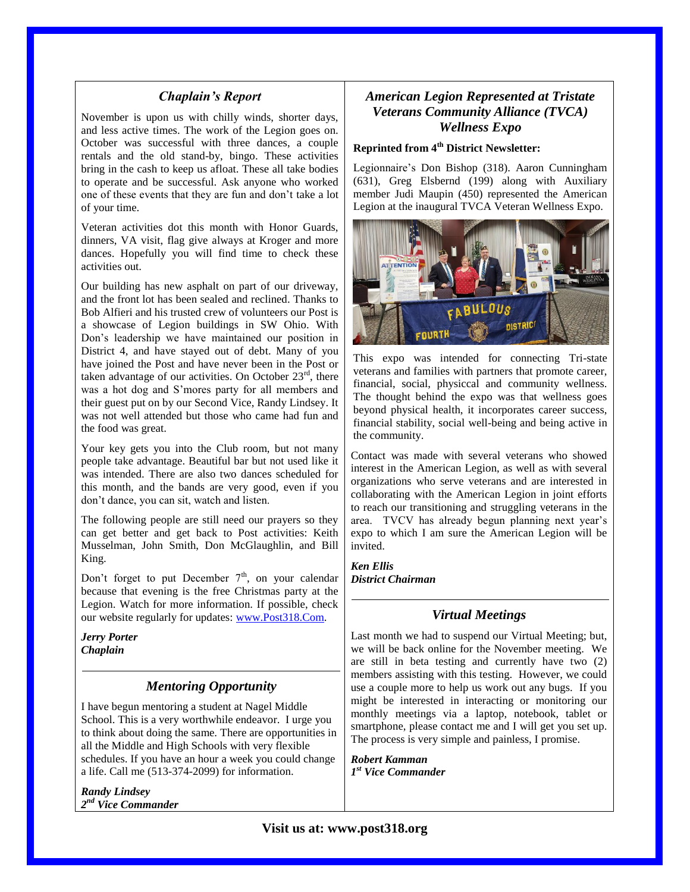## *Chaplain's Report*

November is upon us with chilly winds, shorter days, and less active times. The work of the Legion goes on. October was successful with three dances, a couple rentals and the old stand-by, bingo. These activities bring in the cash to keep us afloat. These all take bodies to operate and be successful. Ask anyone who worked one of these events that they are fun and don't take a lot of your time.

Veteran activities dot this month with Honor Guards, dinners, VA visit, flag give always at Kroger and more dances. Hopefully you will find time to check these activities out.

Our building has new asphalt on part of our driveway, and the front lot has been sealed and reclined. Thanks to Bob Alfieri and his trusted crew of volunteers our Post is a showcase of Legion buildings in SW Ohio. With Don's leadership we have maintained our position in District 4, and have stayed out of debt. Many of you have joined the Post and have never been in the Post or taken advantage of our activities. On October 23rd, there was a hot dog and S'mores party for all members and their guest put on by our Second Vice, Randy Lindsey. It was not well attended but those who came had fun and the food was great.

Your key gets you into the Club room, but not many people take advantage. Beautiful bar but not used like it was intended. There are also two dances scheduled for this month, and the bands are very good, even if you don't dance, you can sit, watch and listen.

The following people are still need our prayers so they can get better and get back to Post activities: Keith Musselman, John Smith, Don McGlaughlin, and Bill King.

Don't forget to put December 7th, on your calendar because that evening is the free Christmas party at the Legion. Watch for more information. If possible, check our website regularly for updates: www.Post318.Com.

***Jerry Porter***
***Chaplain***

---

## *Mentoring Opportunity*

I have begun mentoring a student at Nagel Middle School. This is a very worthwhile endeavor. I urge you to think about doing the same. There are opportunities in all the Middle and High Schools with very flexible schedules. If you have an hour a week you could change a life. Call me (513-374-2099) for information.

***Randy Lindsey***
***2nd Vice Commander***

## *American Legion Represented at Tristate Veterans Community Alliance (TVCA) Wellness Expo*

**Reprinted from 4th District Newsletter:**

Legionnaire's Don Bishop (318). Aaron Cunningham (631), Greg Elsbernd (199) along with Auxiliary member Judi Maupin (450) represented the American Legion at the inaugural TVCA Veteran Wellness Expo.

This expo was intended for connecting Tri-state veterans and families with partners that promote career, financial, social, physiccal and community wellness. The thought behind the expo was that wellness goes beyond physical health, it incorporates career success, financial stability, social well-being and being active in the community.

Contact was made with several veterans who showed interest in the American Legion, as well as with several organizations who serve veterans and are interested in collaborating with the American Legion in joint efforts to reach our transitioning and struggling veterans in the area. TVCV has already begun planning next year's expo to which I am sure the American Legion will be invited.

***Ken Ellis***
***District Chairman***

---

## *Virtual Meetings*

Last month we had to suspend our Virtual Meeting; but, we will be back online for the November meeting. We are still in beta testing and currently have two (2) members assisting with this testing. However, we could use a couple more to help us work out any bugs. If you might be interested in interacting or monitoring our monthly meetings via a laptop, notebook, tablet or smartphone, please contact me and I will get you set up. The process is very simple and painless, I promise.

***Robert Kamman***
***1st Vice Commander***

**Visit us at: www.post318.org**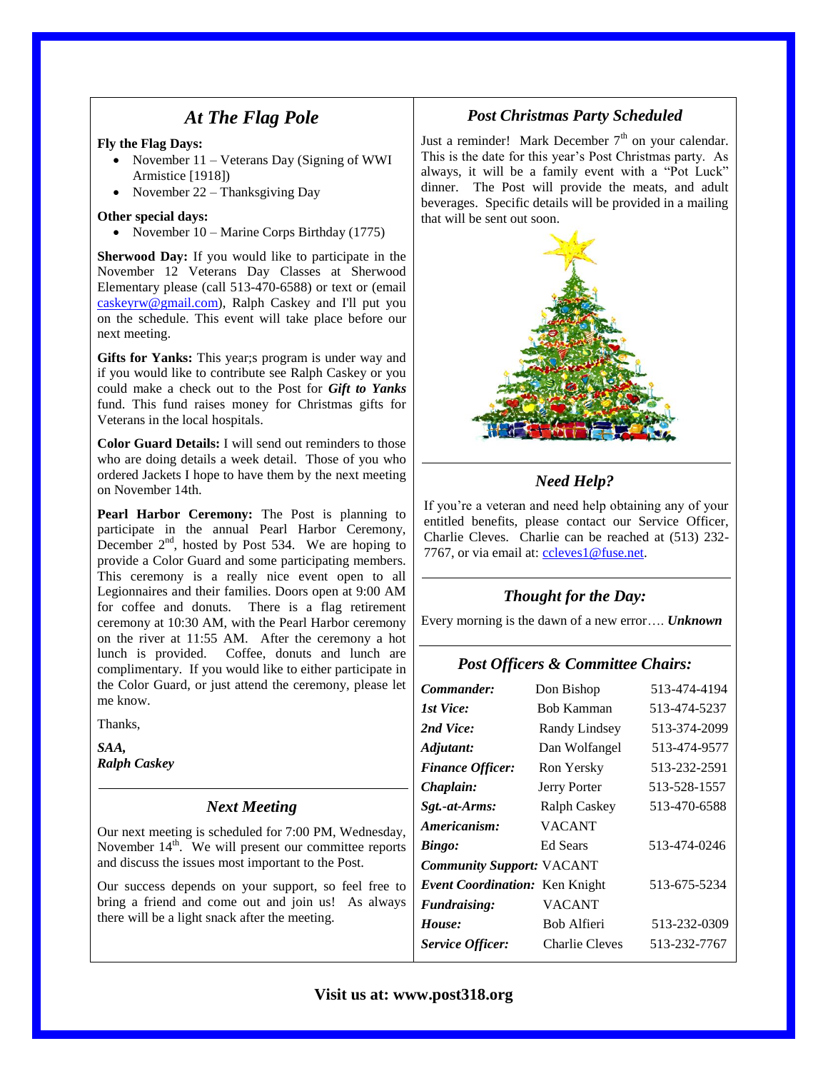## *At The Flag Pole*

**Fly the Flag Days:**

- November 11 – Veterans Day (Signing of WWI Armistice [1918])
- November 22 – Thanksgiving Day

**Other special days:**

- November 10 – Marine Corps Birthday (1775)

**Sherwood Day:** If you would like to participate in the November 12 Veterans Day Classes at Sherwood Elementary please (call 513-470-6588) or text or (email caskeyrw@gmail.com), Ralph Caskey and I'll put you on the schedule. This event will take place before our next meeting.

**Gifts for Yanks:** This year;s program is under way and if you would like to contribute see Ralph Caskey or you could make a check out to the Post for ***Gift to Yanks*** fund. This fund raises money for Christmas gifts for Veterans in the local hospitals.

**Color Guard Details:** I will send out reminders to those who are doing details a week detail. Those of you who ordered Jackets I hope to have them by the next meeting on November 14th.

**Pearl Harbor Ceremony:** The Post is planning to participate in the annual Pearl Harbor Ceremony, December 2nd, hosted by Post 534. We are hoping to provide a Color Guard and some participating members. This ceremony is a really nice event open to all Legionnaires and their families. Doors open at 9:00 AM for coffee and donuts. There is a flag retirement ceremony at 10:30 AM, with the Pearl Harbor ceremony on the river at 11:55 AM. After the ceremony a hot lunch is provided. Coffee, donuts and lunch are complimentary. If you would like to either participate in the Color Guard, or just attend the ceremony, please let me know.

Thanks,

***SAA,***
***Ralph Caskey***

## *Next Meeting*

Our next meeting is scheduled for 7:00 PM, Wednesday, November 14th. We will present our committee reports and discuss the issues most important to the Post.

Our success depends on your support, so feel free to bring a friend and come out and join us! As always there will be a light snack after the meeting.

## *Post Christmas Party Scheduled*

Just a reminder! Mark December 7th on your calendar. This is the date for this year's Post Christmas party. As always, it will be a family event with a "Pot Luck" dinner. The Post will provide the meats, and adult beverages. Specific details will be provided in a mailing that will be sent out soon.

## *Need Help?*

If you're a veteran and need help obtaining any of your entitled benefits, please contact our Service Officer, Charlie Cleves. Charlie can be reached at (513) 232-7767, or via email at: ccleves1@fuse.net.

## *Thought for the Day:*

Every morning is the dawn of a new error…. ***Unknown***

## *Post Officers & Committee Chairs:*

| | | |
|---|---|---|
| ***Commander:*** | Don Bishop | 513-474-4194 |
| ***1st Vice:*** | Bob Kamman | 513-474-5237 |
| ***2nd Vice:*** | Randy Lindsey | 513-374-2099 |
| ***Adjutant:*** | Dan Wolfangel | 513-474-9577 |
| ***Finance Officer:*** | Ron Yersky | 513-232-2591 |
| ***Chaplain:*** | Jerry Porter | 513-528-1557 |
| ***Sgt.-at-Arms:*** | Ralph Caskey | 513-470-6588 |
| ***Americanism:*** | VACANT | |
| ***Bingo:*** | Ed Sears | 513-474-0246 |
| ***Community Support:*** | VACANT | |
| ***Event Coordination:*** | Ken Knight | 513-675-5234 |
| ***Fundraising:*** | VACANT | |
| ***House:*** | Bob Alfieri | 513-232-0309 |
| ***Service Officer:*** | Charlie Cleves | 513-232-7767 |

**Visit us at: www.post318.org**